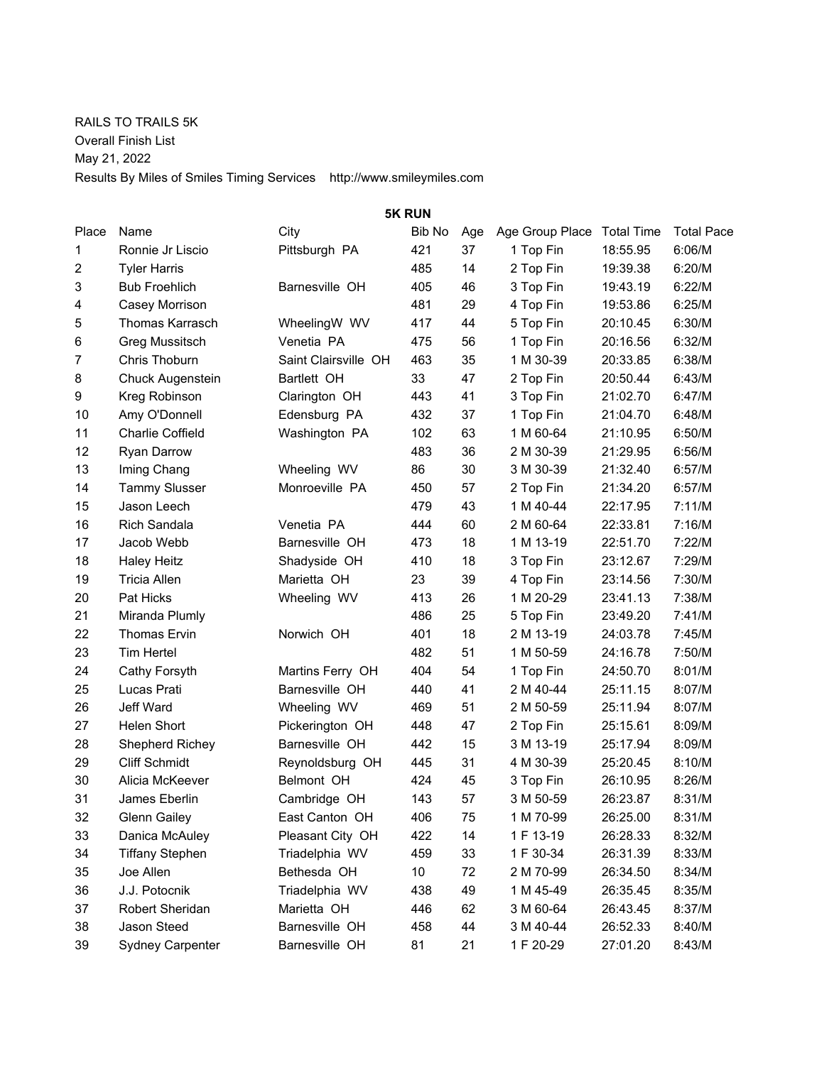RAILS TO TRAILS 5K

Overall Finish List

May 21, 2022

Results By Miles of Smiles Timing Services http://www.smileymiles.com

**5K RUN**

| Place | Name | City | Bib No | Age | Age Group Place | Total Time | Total Pace |
|---|---|---|---|---|---|---|---|
| 1 | Ronnie Jr Liscio | Pittsburgh PA | 421 | 37 | 1 Top Fin | 18:55.95 | 6:06/M |
| 2 | Tyler Harris | | 485 | 14 | 2 Top Fin | 19:39.38 | 6:20/M |
| 3 | Bub Froehlich | Barnesville OH | 405 | 46 | 3 Top Fin | 19:43.19 | 6:22/M |
| 4 | Casey Morrison | | 481 | 29 | 4 Top Fin | 19:53.86 | 6:25/M |
| 5 | Thomas Karrasch | WheelingW WV | 417 | 44 | 5 Top Fin | 20:10.45 | 6:30/M |
| 6 | Greg Mussitsch | Venetia PA | 475 | 56 | 1 Top Fin | 20:16.56 | 6:32/M |
| 7 | Chris Thoburn | Saint Clairsville OH | 463 | 35 | 1 M 30-39 | 20:33.85 | 6:38/M |
| 8 | Chuck Augenstein | Bartlett OH | 33 | 47 | 2 Top Fin | 20:50.44 | 6:43/M |
| 9 | Kreg Robinson | Clarington OH | 443 | 41 | 3 Top Fin | 21:02.70 | 6:47/M |
| 10 | Amy O'Donnell | Edensburg PA | 432 | 37 | 1 Top Fin | 21:04.70 | 6:48/M |
| 11 | Charlie Coffield | Washington PA | 102 | 63 | 1 M 60-64 | 21:10.95 | 6:50/M |
| 12 | Ryan Darrow | | 483 | 36 | 2 M 30-39 | 21:29.95 | 6:56/M |
| 13 | Iming Chang | Wheeling WV | 86 | 30 | 3 M 30-39 | 21:32.40 | 6:57/M |
| 14 | Tammy Slusser | Monroeville PA | 450 | 57 | 2 Top Fin | 21:34.20 | 6:57/M |
| 15 | Jason Leech | | 479 | 43 | 1 M 40-44 | 22:17.95 | 7:11/M |
| 16 | Rich Sandala | Venetia PA | 444 | 60 | 2 M 60-64 | 22:33.81 | 7:16/M |
| 17 | Jacob Webb | Barnesville OH | 473 | 18 | 1 M 13-19 | 22:51.70 | 7:22/M |
| 18 | Haley Heitz | Shadyside OH | 410 | 18 | 3 Top Fin | 23:12.67 | 7:29/M |
| 19 | Tricia Allen | Marietta OH | 23 | 39 | 4 Top Fin | 23:14.56 | 7:30/M |
| 20 | Pat Hicks | Wheeling WV | 413 | 26 | 1 M 20-29 | 23:41.13 | 7:38/M |
| 21 | Miranda Plumly | | 486 | 25 | 5 Top Fin | 23:49.20 | 7:41/M |
| 22 | Thomas Ervin | Norwich OH | 401 | 18 | 2 M 13-19 | 24:03.78 | 7:45/M |
| 23 | Tim Hertel | | 482 | 51 | 1 M 50-59 | 24:16.78 | 7:50/M |
| 24 | Cathy Forsyth | Martins Ferry OH | 404 | 54 | 1 Top Fin | 24:50.70 | 8:01/M |
| 25 | Lucas Prati | Barnesville OH | 440 | 41 | 2 M 40-44 | 25:11.15 | 8:07/M |
| 26 | Jeff Ward | Wheeling WV | 469 | 51 | 2 M 50-59 | 25:11.94 | 8:07/M |
| 27 | Helen Short | Pickerington OH | 448 | 47 | 2 Top Fin | 25:15.61 | 8:09/M |
| 28 | Shepherd Richey | Barnesville OH | 442 | 15 | 3 M 13-19 | 25:17.94 | 8:09/M |
| 29 | Cliff Schmidt | Reynoldsburg OH | 445 | 31 | 4 M 30-39 | 25:20.45 | 8:10/M |
| 30 | Alicia McKeever | Belmont OH | 424 | 45 | 3 Top Fin | 26:10.95 | 8:26/M |
| 31 | James Eberlin | Cambridge OH | 143 | 57 | 3 M 50-59 | 26:23.87 | 8:31/M |
| 32 | Glenn Gailey | East Canton OH | 406 | 75 | 1 M 70-99 | 26:25.00 | 8:31/M |
| 33 | Danica McAuley | Pleasant City OH | 422 | 14 | 1 F 13-19 | 26:28.33 | 8:32/M |
| 34 | Tiffany Stephen | Triadelphia WV | 459 | 33 | 1 F 30-34 | 26:31.39 | 8:33/M |
| 35 | Joe Allen | Bethesda OH | 10 | 72 | 2 M 70-99 | 26:34.50 | 8:34/M |
| 36 | J.J. Potocnik | Triadelphia WV | 438 | 49 | 1 M 45-49 | 26:35.45 | 8:35/M |
| 37 | Robert Sheridan | Marietta OH | 446 | 62 | 3 M 60-64 | 26:43.45 | 8:37/M |
| 38 | Jason Steed | Barnesville OH | 458 | 44 | 3 M 40-44 | 26:52.33 | 8:40/M |
| 39 | Sydney Carpenter | Barnesville OH | 81 | 21 | 1 F 20-29 | 27:01.20 | 8:43/M |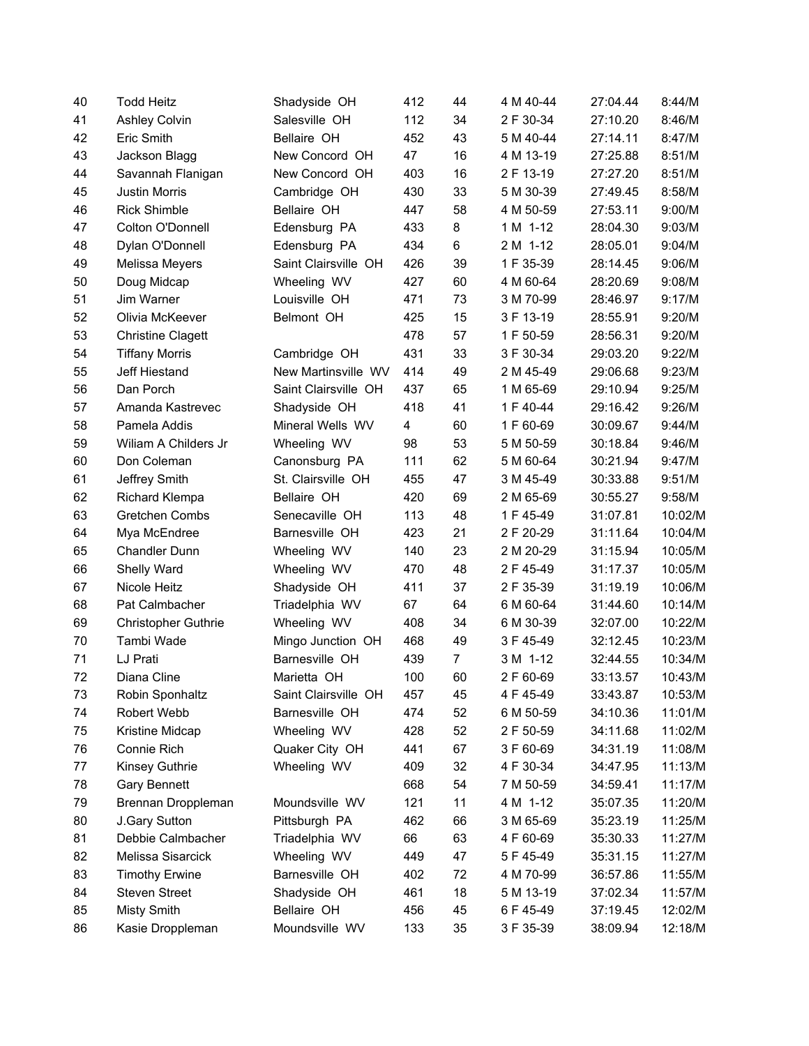| | | | | | | | |
|---|---|---|---|---|---|---|---|
| 40 | Todd Heitz | Shadyside OH | 412 | 44 | 4 M 40-44 | 27:04.44 | 8:44/M |
| 41 | Ashley Colvin | Salesville OH | 112 | 34 | 2 F 30-34 | 27:10.20 | 8:46/M |
| 42 | Eric Smith | Bellaire OH | 452 | 43 | 5 M 40-44 | 27:14.11 | 8:47/M |
| 43 | Jackson Blagg | New Concord OH | 47 | 16 | 4 M 13-19 | 27:25.88 | 8:51/M |
| 44 | Savannah Flanigan | New Concord OH | 403 | 16 | 2 F 13-19 | 27:27.20 | 8:51/M |
| 45 | Justin Morris | Cambridge OH | 430 | 33 | 5 M 30-39 | 27:49.45 | 8:58/M |
| 46 | Rick Shimble | Bellaire OH | 447 | 58 | 4 M 50-59 | 27:53.11 | 9:00/M |
| 47 | Colton O'Donnell | Edensburg PA | 433 | 8 | 1 M 1-12 | 28:04.30 | 9:03/M |
| 48 | Dylan O'Donnell | Edensburg PA | 434 | 6 | 2 M 1-12 | 28:05.01 | 9:04/M |
| 49 | Melissa Meyers | Saint Clairsville OH | 426 | 39 | 1 F 35-39 | 28:14.45 | 9:06/M |
| 50 | Doug Midcap | Wheeling WV | 427 | 60 | 4 M 60-64 | 28:20.69 | 9:08/M |
| 51 | Jim Warner | Louisville OH | 471 | 73 | 3 M 70-99 | 28:46.97 | 9:17/M |
| 52 | Olivia McKeever | Belmont OH | 425 | 15 | 3 F 13-19 | 28:55.91 | 9:20/M |
| 53 | Christine Clagett | | 478 | 57 | 1 F 50-59 | 28:56.31 | 9:20/M |
| 54 | Tiffany Morris | Cambridge OH | 431 | 33 | 3 F 30-34 | 29:03.20 | 9:22/M |
| 55 | Jeff Hiestand | New Martinsville WV | 414 | 49 | 2 M 45-49 | 29:06.68 | 9:23/M |
| 56 | Dan Porch | Saint Clairsville OH | 437 | 65 | 1 M 65-69 | 29:10.94 | 9:25/M |
| 57 | Amanda Kastrevec | Shadyside OH | 418 | 41 | 1 F 40-44 | 29:16.42 | 9:26/M |
| 58 | Pamela Addis | Mineral Wells WV | 4 | 60 | 1 F 60-69 | 30:09.67 | 9:44/M |
| 59 | Wiliam A Childers Jr | Wheeling WV | 98 | 53 | 5 M 50-59 | 30:18.84 | 9:46/M |
| 60 | Don Coleman | Canonsburg PA | 111 | 62 | 5 M 60-64 | 30:21.94 | 9:47/M |
| 61 | Jeffrey Smith | St. Clairsville OH | 455 | 47 | 3 M 45-49 | 30:33.88 | 9:51/M |
| 62 | Richard Klempa | Bellaire OH | 420 | 69 | 2 M 65-69 | 30:55.27 | 9:58/M |
| 63 | Gretchen Combs | Senecaville OH | 113 | 48 | 1 F 45-49 | 31:07.81 | 10:02/M |
| 64 | Mya McEndree | Barnesville OH | 423 | 21 | 2 F 20-29 | 31:11.64 | 10:04/M |
| 65 | Chandler Dunn | Wheeling WV | 140 | 23 | 2 M 20-29 | 31:15.94 | 10:05/M |
| 66 | Shelly Ward | Wheeling WV | 470 | 48 | 2 F 45-49 | 31:17.37 | 10:05/M |
| 67 | Nicole Heitz | Shadyside OH | 411 | 37 | 2 F 35-39 | 31:19.19 | 10:06/M |
| 68 | Pat Calmbacher | Triadelphia WV | 67 | 64 | 6 M 60-64 | 31:44.60 | 10:14/M |
| 69 | Christopher Guthrie | Wheeling WV | 408 | 34 | 6 M 30-39 | 32:07.00 | 10:22/M |
| 70 | Tambi Wade | Mingo Junction OH | 468 | 49 | 3 F 45-49 | 32:12.45 | 10:23/M |
| 71 | LJ Prati | Barnesville OH | 439 | 7 | 3 M 1-12 | 32:44.55 | 10:34/M |
| 72 | Diana Cline | Marietta OH | 100 | 60 | 2 F 60-69 | 33:13.57 | 10:43/M |
| 73 | Robin Sponhaltz | Saint Clairsville OH | 457 | 45 | 4 F 45-49 | 33:43.87 | 10:53/M |
| 74 | Robert Webb | Barnesville OH | 474 | 52 | 6 M 50-59 | 34:10.36 | 11:01/M |
| 75 | Kristine Midcap | Wheeling WV | 428 | 52 | 2 F 50-59 | 34:11.68 | 11:02/M |
| 76 | Connie Rich | Quaker City OH | 441 | 67 | 3 F 60-69 | 34:31.19 | 11:08/M |
| 77 | Kinsey Guthrie | Wheeling WV | 409 | 32 | 4 F 30-34 | 34:47.95 | 11:13/M |
| 78 | Gary Bennett | | 668 | 54 | 7 M 50-59 | 34:59.41 | 11:17/M |
| 79 | Brennan Droppleman | Moundsville WV | 121 | 11 | 4 M 1-12 | 35:07.35 | 11:20/M |
| 80 | J.Gary Sutton | Pittsburgh PA | 462 | 66 | 3 M 65-69 | 35:23.19 | 11:25/M |
| 81 | Debbie Calmbacher | Triadelphia WV | 66 | 63 | 4 F 60-69 | 35:30.33 | 11:27/M |
| 82 | Melissa Sisarcick | Wheeling WV | 449 | 47 | 5 F 45-49 | 35:31.15 | 11:27/M |
| 83 | Timothy Erwine | Barnesville OH | 402 | 72 | 4 M 70-99 | 36:57.86 | 11:55/M |
| 84 | Steven Street | Shadyside OH | 461 | 18 | 5 M 13-19 | 37:02.34 | 11:57/M |
| 85 | Misty Smith | Bellaire OH | 456 | 45 | 6 F 45-49 | 37:19.45 | 12:02/M |
| 86 | Kasie Droppleman | Moundsville WV | 133 | 35 | 3 F 35-39 | 38:09.94 | 12:18/M |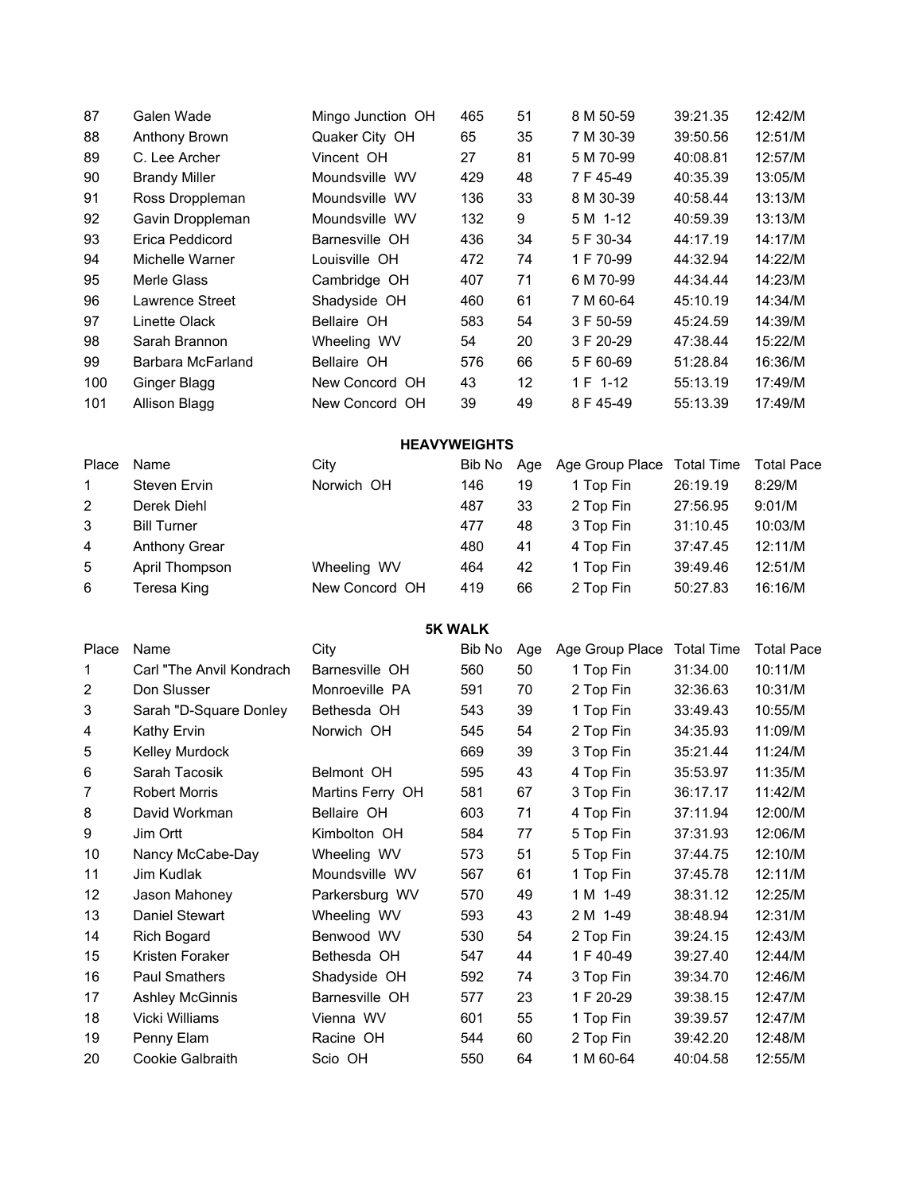| | | | | | | | |
|---|---|---|---|---|---|---|---|
| 87 | Galen Wade | Mingo Junction OH | 465 | 51 | 8 M 50-59 | 39:21.35 | 12:42/M |
| 88 | Anthony Brown | Quaker City OH | 65 | 35 | 7 M 30-39 | 39:50.56 | 12:51/M |
| 89 | C. Lee Archer | Vincent OH | 27 | 81 | 5 M 70-99 | 40:08.81 | 12:57/M |
| 90 | Brandy Miller | Moundsville WV | 429 | 48 | 7 F 45-49 | 40:35.39 | 13:05/M |
| 91 | Ross Droppleman | Moundsville WV | 136 | 33 | 8 M 30-39 | 40:58.44 | 13:13/M |
| 92 | Gavin Droppleman | Moundsville WV | 132 | 9 | 5 M 1-12 | 40:59.39 | 13:13/M |
| 93 | Erica Peddicord | Barnesville OH | 436 | 34 | 5 F 30-34 | 44:17.19 | 14:17/M |
| 94 | Michelle Warner | Louisville OH | 472 | 74 | 1 F 70-99 | 44:32.94 | 14:22/M |
| 95 | Merle Glass | Cambridge OH | 407 | 71 | 6 M 70-99 | 44:34.44 | 14:23/M |
| 96 | Lawrence Street | Shadyside OH | 460 | 61 | 7 M 60-64 | 45:10.19 | 14:34/M |
| 97 | Linette Olack | Bellaire OH | 583 | 54 | 3 F 50-59 | 45:24.59 | 14:39/M |
| 98 | Sarah Brannon | Wheeling WV | 54 | 20 | 3 F 20-29 | 47:38.44 | 15:22/M |
| 99 | Barbara McFarland | Bellaire OH | 576 | 66 | 5 F 60-69 | 51:28.84 | 16:36/M |
| 100 | Ginger Blagg | New Concord OH | 43 | 12 | 1 F 1-12 | 55:13.19 | 17:49/M |
| 101 | Allison Blagg | New Concord OH | 39 | 49 | 8 F 45-49 | 55:13.39 | 17:49/M |

## HEAVYWEIGHTS

| Place | Name | City | Bib No | Age | Age Group Place | Total Time | Total Pace |
|---|---|---|---|---|---|---|---|
| 1 | Steven Ervin | Norwich OH | 146 | 19 | 1 Top Fin | 26:19.19 | 8:29/M |
| 2 | Derek Diehl | | 487 | 33 | 2 Top Fin | 27:56.95 | 9:01/M |
| 3 | Bill Turner | | 477 | 48 | 3 Top Fin | 31:10.45 | 10:03/M |
| 4 | Anthony Grear | | 480 | 41 | 4 Top Fin | 37:47.45 | 12:11/M |
| 5 | April Thompson | Wheeling WV | 464 | 42 | 1 Top Fin | 39:49.46 | 12:51/M |
| 6 | Teresa King | New Concord OH | 419 | 66 | 2 Top Fin | 50:27.83 | 16:16/M |

## 5K WALK

| Place | Name | City | Bib No | Age | Age Group Place | Total Time | Total Pace |
|---|---|---|---|---|---|---|---|
| 1 | Carl "The Anvil Kondrach | Barnesville OH | 560 | 50 | 1 Top Fin | 31:34.00 | 10:11/M |
| 2 | Don Slusser | Monroeville PA | 591 | 70 | 2 Top Fin | 32:36.63 | 10:31/M |
| 3 | Sarah "D-Square Donley | Bethesda OH | 543 | 39 | 1 Top Fin | 33:49.43 | 10:55/M |
| 4 | Kathy Ervin | Norwich OH | 545 | 54 | 2 Top Fin | 34:35.93 | 11:09/M |
| 5 | Kelley Murdock | | 669 | 39 | 3 Top Fin | 35:21.44 | 11:24/M |
| 6 | Sarah Tacosik | Belmont OH | 595 | 43 | 4 Top Fin | 35:53.97 | 11:35/M |
| 7 | Robert Morris | Martins Ferry OH | 581 | 67 | 3 Top Fin | 36:17.17 | 11:42/M |
| 8 | David Workman | Bellaire OH | 603 | 71 | 4 Top Fin | 37:11.94 | 12:00/M |
| 9 | Jim Ortt | Kimbolton OH | 584 | 77 | 5 Top Fin | 37:31.93 | 12:06/M |
| 10 | Nancy McCabe-Day | Wheeling WV | 573 | 51 | 5 Top Fin | 37:44.75 | 12:10/M |
| 11 | Jim Kudlak | Moundsville WV | 567 | 61 | 1 Top Fin | 37:45.78 | 12:11/M |
| 12 | Jason Mahoney | Parkersburg WV | 570 | 49 | 1 M 1-49 | 38:31.12 | 12:25/M |
| 13 | Daniel Stewart | Wheeling WV | 593 | 43 | 2 M 1-49 | 38:48.94 | 12:31/M |
| 14 | Rich Bogard | Benwood WV | 530 | 54 | 2 Top Fin | 39:24.15 | 12:43/M |
| 15 | Kristen Foraker | Bethesda OH | 547 | 44 | 1 F 40-49 | 39:27.40 | 12:44/M |
| 16 | Paul Smathers | Shadyside OH | 592 | 74 | 3 Top Fin | 39:34.70 | 12:46/M |
| 17 | Ashley McGinnis | Barnesville OH | 577 | 23 | 1 F 20-29 | 39:38.15 | 12:47/M |
| 18 | Vicki Williams | Vienna WV | 601 | 55 | 1 Top Fin | 39:39.57 | 12:47/M |
| 19 | Penny Elam | Racine OH | 544 | 60 | 2 Top Fin | 39:42.20 | 12:48/M |
| 20 | Cookie Galbraith | Scio OH | 550 | 64 | 1 M 60-64 | 40:04.58 | 12:55/M |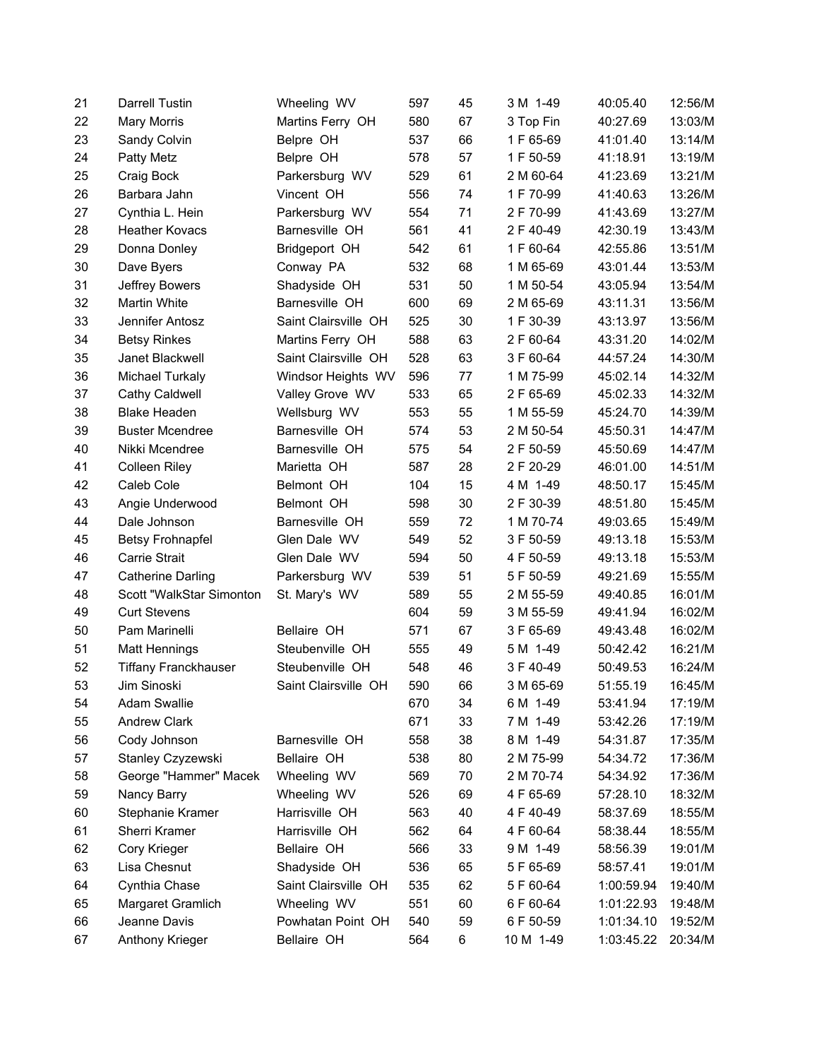| | | | | | | | |
|---|---|---|---|---|---|---|---|
| 21 | Darrell Tustin | Wheeling WV | 597 | 45 | 3 M 1-49 | 40:05.40 | 12:56/M |
| 22 | Mary Morris | Martins Ferry OH | 580 | 67 | 3 Top Fin | 40:27.69 | 13:03/M |
| 23 | Sandy Colvin | Belpre OH | 537 | 66 | 1 F 65-69 | 41:01.40 | 13:14/M |
| 24 | Patty Metz | Belpre OH | 578 | 57 | 1 F 50-59 | 41:18.91 | 13:19/M |
| 25 | Craig Bock | Parkersburg WV | 529 | 61 | 2 M 60-64 | 41:23.69 | 13:21/M |
| 26 | Barbara Jahn | Vincent OH | 556 | 74 | 1 F 70-99 | 41:40.63 | 13:26/M |
| 27 | Cynthia L. Hein | Parkersburg WV | 554 | 71 | 2 F 70-99 | 41:43.69 | 13:27/M |
| 28 | Heather Kovacs | Barnesville OH | 561 | 41 | 2 F 40-49 | 42:30.19 | 13:43/M |
| 29 | Donna Donley | Bridgeport OH | 542 | 61 | 1 F 60-64 | 42:55.86 | 13:51/M |
| 30 | Dave Byers | Conway PA | 532 | 68 | 1 M 65-69 | 43:01.44 | 13:53/M |
| 31 | Jeffrey Bowers | Shadyside OH | 531 | 50 | 1 M 50-54 | 43:05.94 | 13:54/M |
| 32 | Martin White | Barnesville OH | 600 | 69 | 2 M 65-69 | 43:11.31 | 13:56/M |
| 33 | Jennifer Antosz | Saint Clairsville OH | 525 | 30 | 1 F 30-39 | 43:13.97 | 13:56/M |
| 34 | Betsy Rinkes | Martins Ferry OH | 588 | 63 | 2 F 60-64 | 43:31.20 | 14:02/M |
| 35 | Janet Blackwell | Saint Clairsville OH | 528 | 63 | 3 F 60-64 | 44:57.24 | 14:30/M |
| 36 | Michael Turkaly | Windsor Heights WV | 596 | 77 | 1 M 75-99 | 45:02.14 | 14:32/M |
| 37 | Cathy Caldwell | Valley Grove WV | 533 | 65 | 2 F 65-69 | 45:02.33 | 14:32/M |
| 38 | Blake Headen | Wellsburg WV | 553 | 55 | 1 M 55-59 | 45:24.70 | 14:39/M |
| 39 | Buster Mcendree | Barnesville OH | 574 | 53 | 2 M 50-54 | 45:50.31 | 14:47/M |
| 40 | Nikki Mcendree | Barnesville OH | 575 | 54 | 2 F 50-59 | 45:50.69 | 14:47/M |
| 41 | Colleen Riley | Marietta OH | 587 | 28 | 2 F 20-29 | 46:01.00 | 14:51/M |
| 42 | Caleb Cole | Belmont OH | 104 | 15 | 4 M 1-49 | 48:50.17 | 15:45/M |
| 43 | Angie Underwood | Belmont OH | 598 | 30 | 2 F 30-39 | 48:51.80 | 15:45/M |
| 44 | Dale Johnson | Barnesville OH | 559 | 72 | 1 M 70-74 | 49:03.65 | 15:49/M |
| 45 | Betsy Frohnapfel | Glen Dale WV | 549 | 52 | 3 F 50-59 | 49:13.18 | 15:53/M |
| 46 | Carrie Strait | Glen Dale WV | 594 | 50 | 4 F 50-59 | 49:13.18 | 15:53/M |
| 47 | Catherine Darling | Parkersburg WV | 539 | 51 | 5 F 50-59 | 49:21.69 | 15:55/M |
| 48 | Scott "WalkStar Simonton | St. Mary's WV | 589 | 55 | 2 M 55-59 | 49:40.85 | 16:01/M |
| 49 | Curt Stevens | | 604 | 59 | 3 M 55-59 | 49:41.94 | 16:02/M |
| 50 | Pam Marinelli | Bellaire OH | 571 | 67 | 3 F 65-69 | 49:43.48 | 16:02/M |
| 51 | Matt Hennings | Steubenville OH | 555 | 49 | 5 M 1-49 | 50:42.42 | 16:21/M |
| 52 | Tiffany Franckhauser | Steubenville OH | 548 | 46 | 3 F 40-49 | 50:49.53 | 16:24/M |
| 53 | Jim Sinoski | Saint Clairsville OH | 590 | 66 | 3 M 65-69 | 51:55.19 | 16:45/M |
| 54 | Adam Swallie | | 670 | 34 | 6 M 1-49 | 53:41.94 | 17:19/M |
| 55 | Andrew Clark | | 671 | 33 | 7 M 1-49 | 53:42.26 | 17:19/M |
| 56 | Cody Johnson | Barnesville OH | 558 | 38 | 8 M 1-49 | 54:31.87 | 17:35/M |
| 57 | Stanley Czyzewski | Bellaire OH | 538 | 80 | 2 M 75-99 | 54:34.72 | 17:36/M |
| 58 | George "Hammer" Macek | Wheeling WV | 569 | 70 | 2 M 70-74 | 54:34.92 | 17:36/M |
| 59 | Nancy Barry | Wheeling WV | 526 | 69 | 4 F 65-69 | 57:28.10 | 18:32/M |
| 60 | Stephanie Kramer | Harrisville OH | 563 | 40 | 4 F 40-49 | 58:37.69 | 18:55/M |
| 61 | Sherri Kramer | Harrisville OH | 562 | 64 | 4 F 60-64 | 58:38.44 | 18:55/M |
| 62 | Cory Krieger | Bellaire OH | 566 | 33 | 9 M 1-49 | 58:56.39 | 19:01/M |
| 63 | Lisa Chesnut | Shadyside OH | 536 | 65 | 5 F 65-69 | 58:57.41 | 19:01/M |
| 64 | Cynthia Chase | Saint Clairsville OH | 535 | 62 | 5 F 60-64 | 1:00:59.94 | 19:40/M |
| 65 | Margaret Gramlich | Wheeling WV | 551 | 60 | 6 F 60-64 | 1:01:22.93 | 19:48/M |
| 66 | Jeanne Davis | Powhatan Point OH | 540 | 59 | 6 F 50-59 | 1:01:34.10 | 19:52/M |
| 67 | Anthony Krieger | Bellaire OH | 564 | 6 | 10 M 1-49 | 1:03:45.22 | 20:34/M |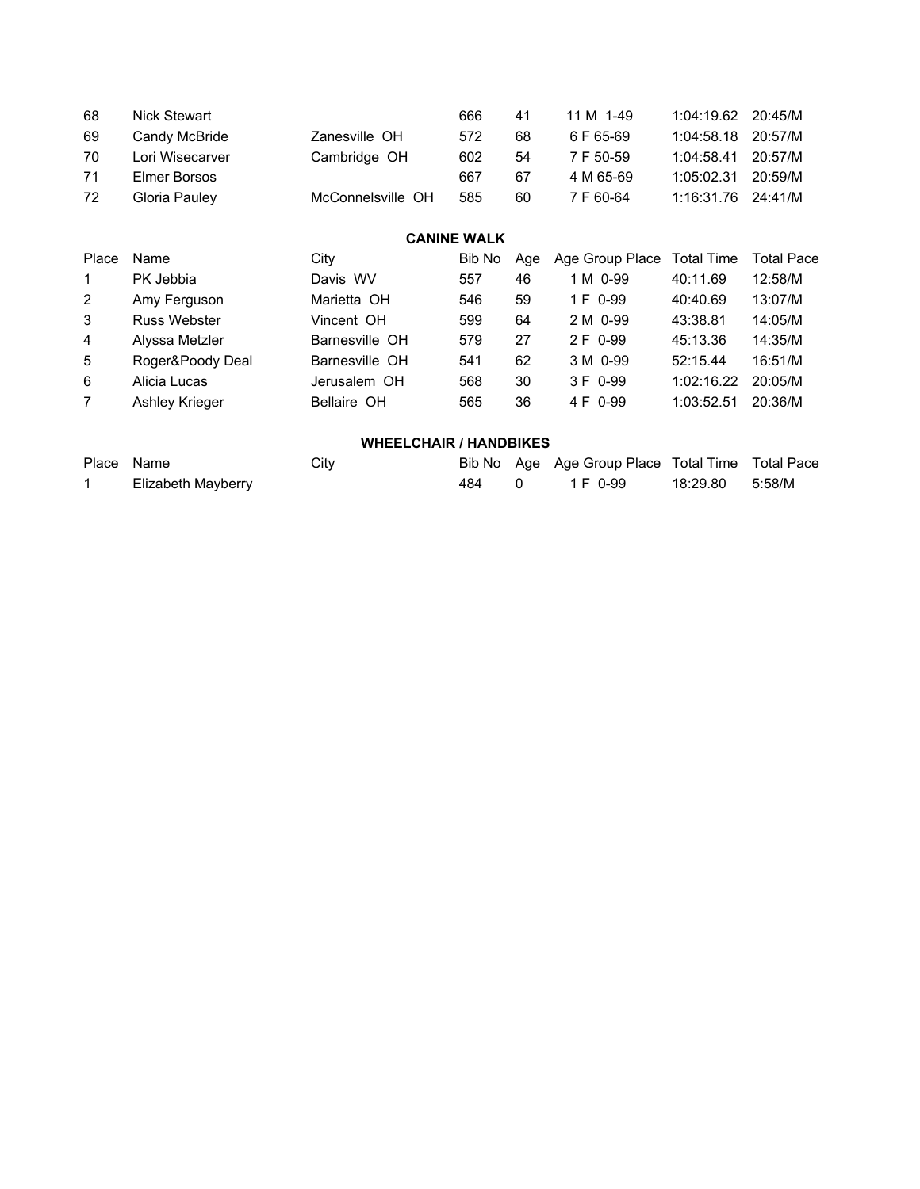| | | | | | | | |
|---|---|---|---|---|---|---|---|
| 68 | Nick Stewart | | 666 | 41 | 11 M 1-49 | 1:04:19.62 | 20:45/M |
| 69 | Candy McBride | Zanesville OH | 572 | 68 | 6 F 65-69 | 1:04:58.18 | 20:57/M |
| 70 | Lori Wisecarver | Cambridge OH | 602 | 54 | 7 F 50-59 | 1:04:58.41 | 20:57/M |
| 71 | Elmer Borsos | | 667 | 67 | 4 M 65-69 | 1:05:02.31 | 20:59/M |
| 72 | Gloria Pauley | McConnelsville OH | 585 | 60 | 7 F 60-64 | 1:16:31.76 | 24:41/M |

**CANINE WALK**

| Place | Name | City | Bib No | Age | Age Group Place | Total Time | Total Pace |
|---|---|---|---|---|---|---|---|
| 1 | PK Jebbia | Davis WV | 557 | 46 | 1 M 0-99 | 40:11.69 | 12:58/M |
| 2 | Amy Ferguson | Marietta OH | 546 | 59 | 1 F 0-99 | 40:40.69 | 13:07/M |
| 3 | Russ Webster | Vincent OH | 599 | 64 | 2 M 0-99 | 43:38.81 | 14:05/M |
| 4 | Alyssa Metzler | Barnesville OH | 579 | 27 | 2 F 0-99 | 45:13.36 | 14:35/M |
| 5 | Roger&Poody Deal | Barnesville OH | 541 | 62 | 3 M 0-99 | 52:15.44 | 16:51/M |
| 6 | Alicia Lucas | Jerusalem OH | 568 | 30 | 3 F 0-99 | 1:02:16.22 | 20:05/M |
| 7 | Ashley Krieger | Bellaire OH | 565 | 36 | 4 F 0-99 | 1:03:52.51 | 20:36/M |

**WHEELCHAIR / HANDBIKES**

| Place | Name | City | Bib No | Age | Age Group Place | Total Time | Total Pace |
|---|---|---|---|---|---|---|---|
| 1 | Elizabeth Mayberry | | 484 | 0 | 1 F 0-99 | 18:29.80 | 5:58/M |